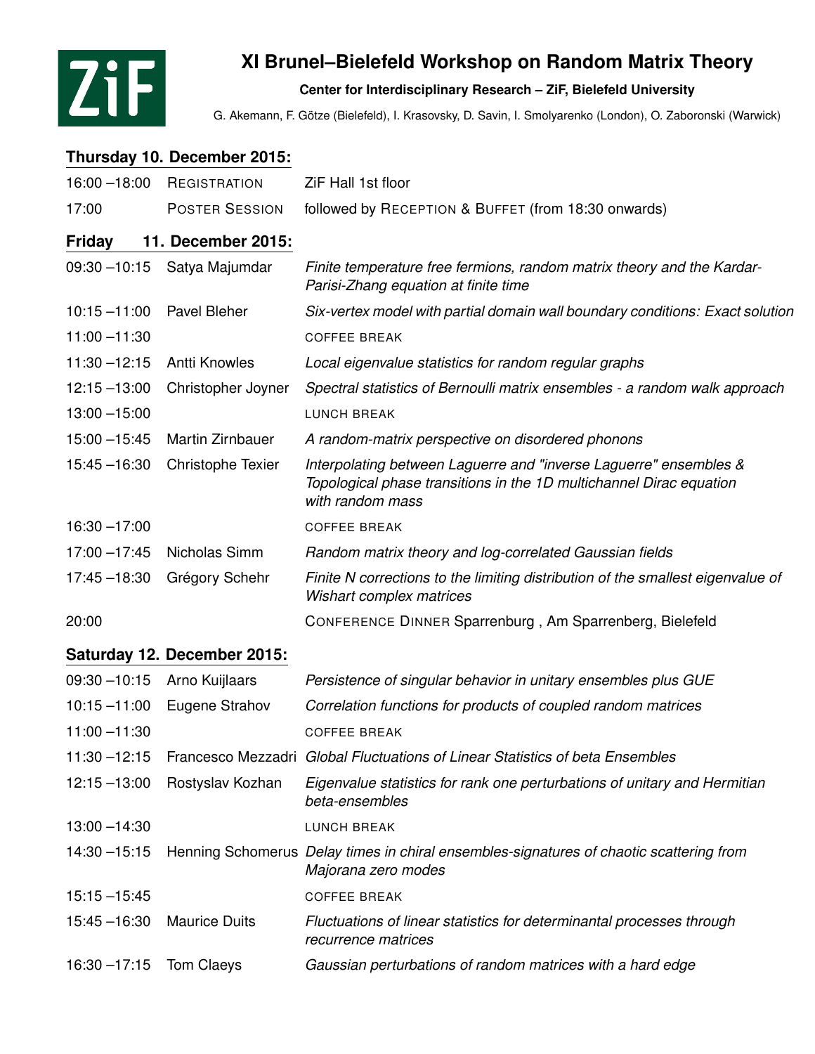# XI Brunel–Bielefeld Workshop on Random Matrix Theory

**Center for Interdisciplinary Research – ZiF, Bielefeld University**

G. Akemann, F. Götze (Bielefeld), I. Krasovsky, D. Savin, I. Smolyarenko (London), O. Zaboronski (Warwick)

## Thursday 10. December 2015:

| | | |
|---|---|---|
| 16:00 –18:00 | REGISTRATION | ZiF Hall 1st floor |
| 17:00 | POSTER SESSION | followed by RECEPTION & BUFFET (from 18:30 onwards) |

## Friday 11. December 2015:

| | | |
|---|---|---|
| 09:30 –10:15 | Satya Majumdar | *Finite temperature free fermions, random matrix theory and the Kardar-Parisi-Zhang equation at finite time* |
| 10:15 –11:00 | Pavel Bleher | *Six-vertex model with partial domain wall boundary conditions: Exact solution* |
| 11:00 –11:30 | | COFFEE BREAK |
| 11:30 –12:15 | Antti Knowles | *Local eigenvalue statistics for random regular graphs* |
| 12:15 –13:00 | Christopher Joyner | *Spectral statistics of Bernoulli matrix ensembles - a random walk approach* |
| 13:00 –15:00 | | LUNCH BREAK |
| 15:00 –15:45 | Martin Zirnbauer | *A random-matrix perspective on disordered phonons* |
| 15:45 –16:30 | Christophe Texier | *Interpolating between Laguerre and "inverse Laguerre" ensembles & Topological phase transitions in the 1D multichannel Dirac equation with random mass* |
| 16:30 –17:00 | | COFFEE BREAK |
| 17:00 –17:45 | Nicholas Simm | *Random matrix theory and log-correlated Gaussian fields* |
| 17:45 –18:30 | Grégory Schehr | *Finite N corrections to the limiting distribution of the smallest eigenvalue of Wishart complex matrices* |
| 20:00 | | CONFERENCE DINNER Sparrenburg , Am Sparrenberg, Bielefeld |

## Saturday 12. December 2015:

| | | |
|---|---|---|
| 09:30 –10:15 | Arno Kuijlaars | *Persistence of singular behavior in unitary ensembles plus GUE* |
| 10:15 –11:00 | Eugene Strahov | *Correlation functions for products of coupled random matrices* |
| 11:00 –11:30 | | COFFEE BREAK |
| 11:30 –12:15 | Francesco Mezzadri | *Global Fluctuations of Linear Statistics of beta Ensembles* |
| 12:15 –13:00 | Rostyslav Kozhan | *Eigenvalue statistics for rank one perturbations of unitary and Hermitian beta-ensembles* |
| 13:00 –14:30 | | LUNCH BREAK |
| 14:30 –15:15 | Henning Schomerus | *Delay times in chiral ensembles-signatures of chaotic scattering from Majorana zero modes* |
| 15:15 –15:45 | | COFFEE BREAK |
| 15:45 –16:30 | Maurice Duits | *Fluctuations of linear statistics for determinantal processes through recurrence matrices* |
| 16:30 –17:15 | Tom Claeys | *Gaussian perturbations of random matrices with a hard edge* |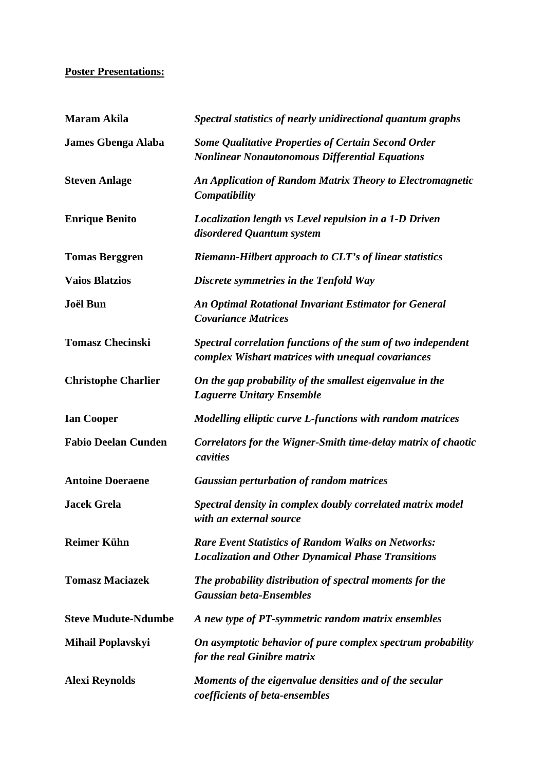**<u>Poster Presentations:</u>**

| | |
|---|---|
| **Maram Akila** | ***Spectral statistics of nearly unidirectional quantum graphs*** |
| **James Gbenga Alaba** | ***Some Qualitative Properties of Certain Second Order Nonlinear Nonautonomous Differential Equations*** |
| **Steven Anlage** | ***An Application of Random Matrix Theory to Electromagnetic Compatibility*** |
| **Enrique Benito** | ***Localization length vs Level repulsion in a 1-D Driven disordered Quantum system*** |
| **Tomas Berggren** | ***Riemann-Hilbert approach to CLT's of linear statistics*** |
| **Vaios Blatzios** | ***Discrete symmetries in the Tenfold Way*** |
| **Joël Bun** | ***An Optimal Rotational Invariant Estimator for General Covariance Matrices*** |
| **Tomasz Checinski** | ***Spectral correlation functions of the sum of two independent complex Wishart matrices with unequal covariances*** |
| **Christophe Charlier** | ***On the gap probability of the smallest eigenvalue in the Laguerre Unitary Ensemble*** |
| **Ian Cooper** | ***Modelling elliptic curve L-functions with random matrices*** |
| **Fabio Deelan Cunden** | ***Correlators for the Wigner-Smith time-delay matrix of chaotic cavities*** |
| **Antoine Doeraene** | ***Gaussian perturbation of random matrices*** |
| **Jacek Grela** | ***Spectral density in complex doubly correlated matrix model with an external source*** |
| **Reimer Kühn** | ***Rare Event Statistics of Random Walks on Networks: Localization and Other Dynamical Phase Transitions*** |
| **Tomasz Maciazek** | ***The probability distribution of spectral moments for the Gaussian beta-Ensembles*** |
| **Steve Mudute-Ndumbe** | ***A new type of PT-symmetric random matrix ensembles*** |
| **Mihail Poplavskyi** | ***On asymptotic behavior of pure complex spectrum probability for the real Ginibre matrix*** |
| **Alexi Reynolds** | ***Moments of the eigenvalue densities and of the secular coefficients of beta-ensembles*** |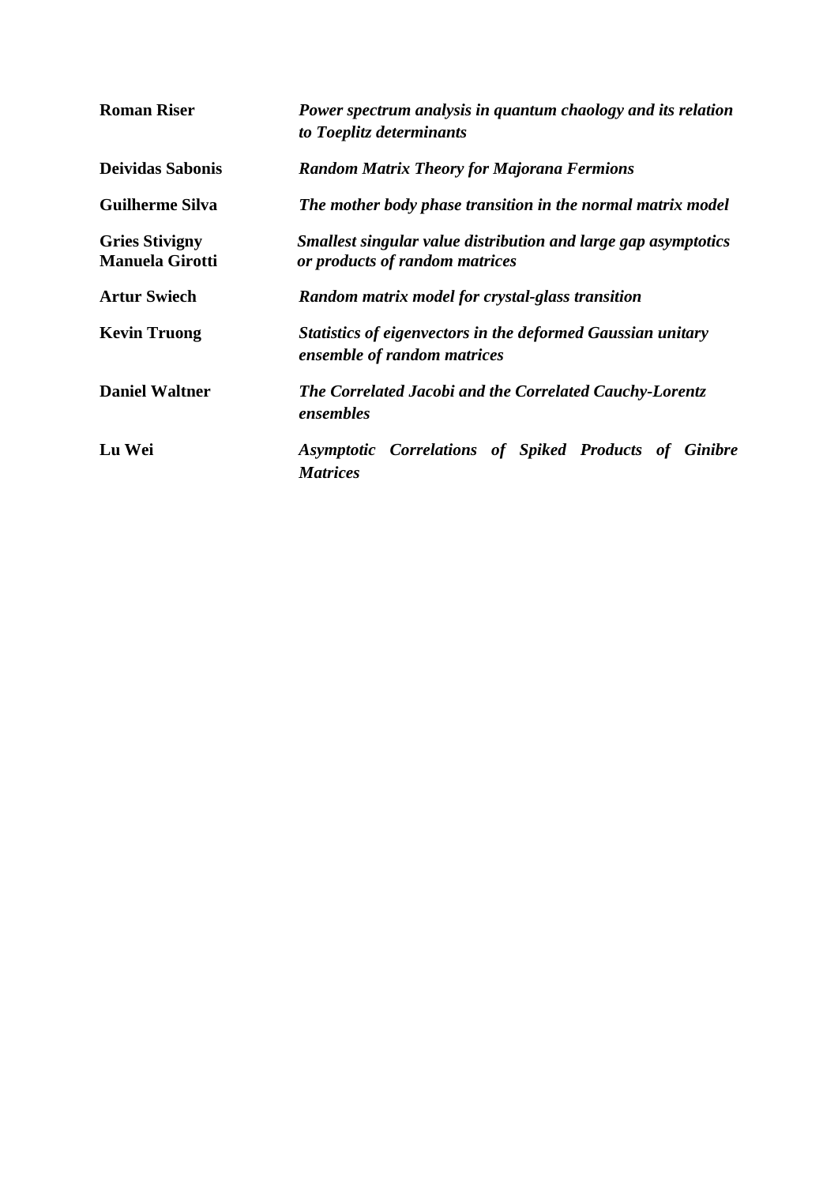| | |
|---|---|
| **Roman Riser** | ***Power spectrum analysis in quantum chaology and its relation to Toeplitz determinants*** |
| **Deividas Sabonis** | ***Random Matrix Theory for Majorana Fermions*** |
| **Guilherme Silva** | ***The mother body phase transition in the normal matrix model*** |
| **Gries Stivigny**<br>**Manuela Girotti** | ***Smallest singular value distribution and large gap asymptotics or products of random matrices*** |
| **Artur Swiech** | ***Random matrix model for crystal-glass transition*** |
| **Kevin Truong** | ***Statistics of eigenvectors in the deformed Gaussian unitary ensemble of random matrices*** |
| **Daniel Waltner** | ***The Correlated Jacobi and the Correlated Cauchy-Lorentz ensembles*** |
| **Lu Wei** | ***Asymptotic Correlations of Spiked Products of Ginibre Matrices*** |